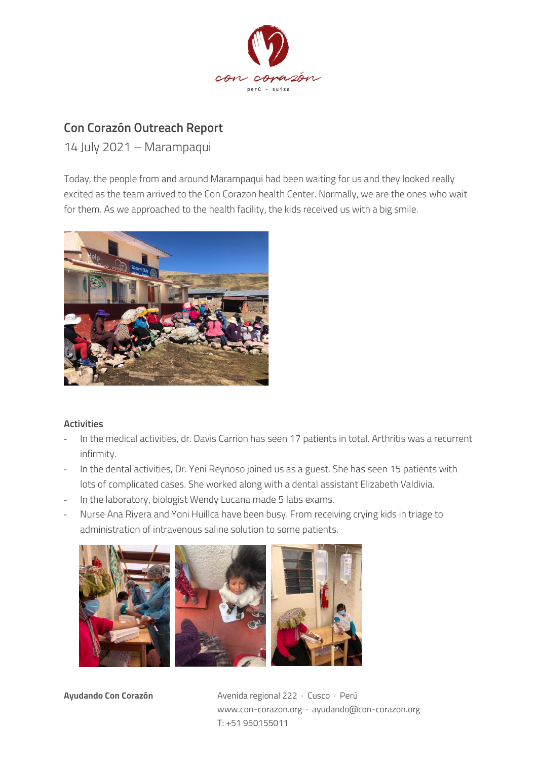# Con Corazón Outreach Report

14 July 2021 – Marampaqui

Today, the people from and around Marampaqui had been waiting for us and they looked really excited as the team arrived to the Con Corazon health Center. Normally, we are the ones who wait for them. As we approached to the health facility, the kids received us with a big smile.

### Activities

- In the medical activities, dr. Davis Carrion has seen 17 patients in total. Arthritis was a recurrent infirmity.
- In the dental activities, Dr. Yeni Reynoso joined us as a guest. She has seen 15 patients with lots of complicated cases. She worked along with a dental assistant Elizabeth Valdivia.
- In the laboratory, biologist Wendy Lucana made 5 labs exams.
- Nurse Ana Rivera and Yoni Huillca have been busy. From receiving crying kids in triage to administration of intravenous saline solution to some patients.

**Ayudando Con Corazón**

Avenida regional 222 · Cusco · Perú
www.con-corazon.org · ayudando@con-corazon.org
T: +51 950155011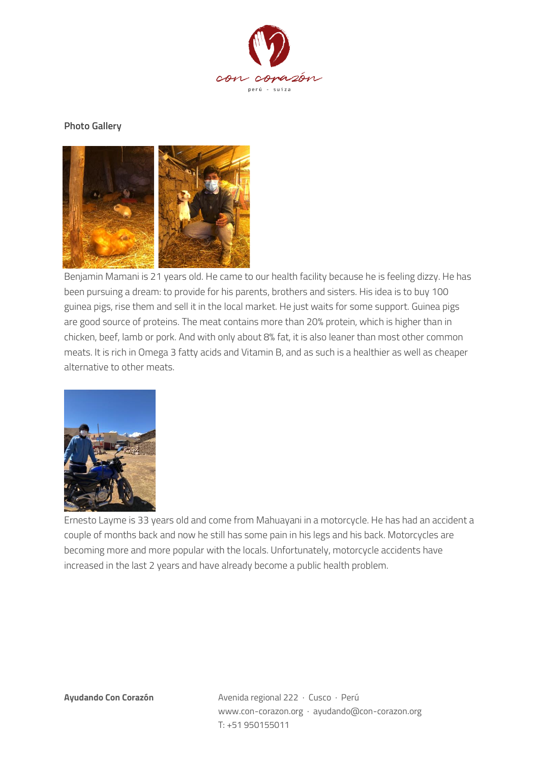**Photo Gallery**

Benjamin Mamani is 21 years old. He came to our health facility because he is feeling dizzy. He has been pursuing a dream: to provide for his parents, brothers and sisters. His idea is to buy 100 guinea pigs, rise them and sell it in the local market. He just waits for some support. Guinea pigs are good source of proteins. The meat contains more than 20% protein, which is higher than in chicken, beef, lamb or pork. And with only about 8% fat, it is also leaner than most other common meats. It is rich in Omega 3 fatty acids and Vitamin B, and as such is a healthier as well as cheaper alternative to other meats.

Ernesto Layme is 33 years old and come from Mahuayani in a motorcycle. He has had an accident a couple of months back and now he still has some pain in his legs and his back. Motorcycles are becoming more and more popular with the locals. Unfortunately, motorcycle accidents have increased in the last 2 years and have already become a public health problem.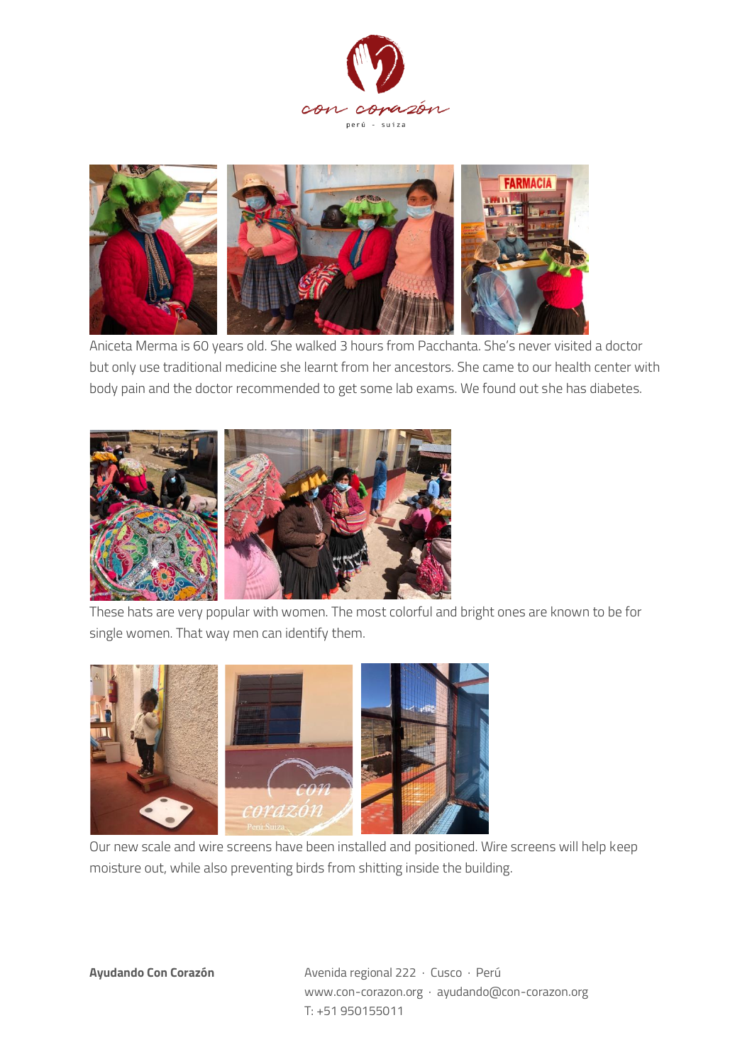Aniceta Merma is 60 years old. She walked 3 hours from Pacchanta. She's never visited a doctor but only use traditional medicine she learnt from her ancestors. She came to our health center with body pain and the doctor recommended to get some lab exams. We found out she has diabetes.

These hats are very popular with women. The most colorful and bright ones are known to be for single women. That way men can identify them.

Our new scale and wire screens have been installed and positioned. Wire screens will help keep moisture out, while also preventing birds from shitting inside the building.

**Ayudando Con Corazón**

Avenida regional 222 · Cusco · Perú
www.con-corazon.org · ayudando@con-corazon.org
T: +51 950155011